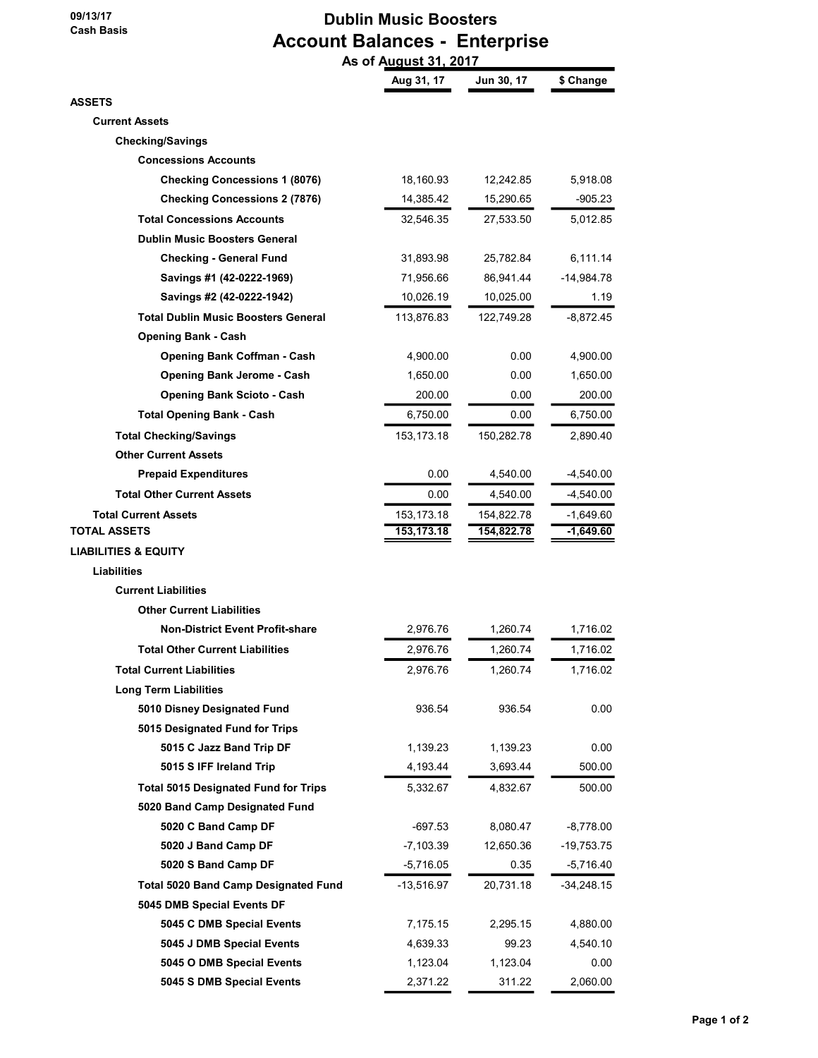09/13/17
Cash Basis

# Dublin Music Boosters
## Account Balances - Enterprise
### As of August 31, 2017

| | Aug 31, 17 | Jun 30, 17 | $ Change |
|---|---|---|---|
| **ASSETS** | | | |
| **Current Assets** | | | |
| **Checking/Savings** | | | |
| **Concessions Accounts** | | | |
| **Checking Concessions 1 (8076)** | 18,160.93 | 12,242.85 | 5,918.08 |
| **Checking Concessions 2 (7876)** | 14,385.42 | 15,290.65 | -905.23 |
| **Total Concessions Accounts** | 32,546.35 | 27,533.50 | 5,012.85 |
| **Dublin Music Boosters General** | | | |
| **Checking - General Fund** | 31,893.98 | 25,782.84 | 6,111.14 |
| **Savings #1 (42-0222-1969)** | 71,956.66 | 86,941.44 | -14,984.78 |
| **Savings #2 (42-0222-1942)** | 10,026.19 | 10,025.00 | 1.19 |
| **Total Dublin Music Boosters General** | 113,876.83 | 122,749.28 | -8,872.45 |
| **Opening Bank - Cash** | | | |
| **Opening Bank Coffman - Cash** | 4,900.00 | 0.00 | 4,900.00 |
| **Opening Bank Jerome - Cash** | 1,650.00 | 0.00 | 1,650.00 |
| **Opening Bank Scioto - Cash** | 200.00 | 0.00 | 200.00 |
| **Total Opening Bank - Cash** | 6,750.00 | 0.00 | 6,750.00 |
| **Total Checking/Savings** | 153,173.18 | 150,282.78 | 2,890.40 |
| **Other Current Assets** | | | |
| **Prepaid Expenditures** | 0.00 | 4,540.00 | -4,540.00 |
| **Total Other Current Assets** | 0.00 | 4,540.00 | -4,540.00 |
| **Total Current Assets** | 153,173.18 | 154,822.78 | -1,649.60 |
| **TOTAL ASSETS** | **153,173.18** | **154,822.78** | **-1,649.60** |
| **LIABILITIES & EQUITY** | | | |
| **Liabilities** | | | |
| **Current Liabilities** | | | |
| **Other Current Liabilities** | | | |
| **Non-District Event Profit-share** | 2,976.76 | 1,260.74 | 1,716.02 |
| **Total Other Current Liabilities** | 2,976.76 | 1,260.74 | 1,716.02 |
| **Total Current Liabilities** | 2,976.76 | 1,260.74 | 1,716.02 |
| **Long Term Liabilities** | | | |
| **5010 Disney Designated Fund** | 936.54 | 936.54 | 0.00 |
| **5015 Designated Fund for Trips** | | | |
| **5015 C Jazz Band Trip DF** | 1,139.23 | 1,139.23 | 0.00 |
| **5015 S IFF Ireland Trip** | 4,193.44 | 3,693.44 | 500.00 |
| **Total 5015 Designated Fund for Trips** | 5,332.67 | 4,832.67 | 500.00 |
| **5020 Band Camp Designated Fund** | | | |
| **5020 C Band Camp DF** | -697.53 | 8,080.47 | -8,778.00 |
| **5020 J Band Camp DF** | -7,103.39 | 12,650.36 | -19,753.75 |
| **5020 S Band Camp DF** | -5,716.05 | 0.35 | -5,716.40 |
| **Total 5020 Band Camp Designated Fund** | -13,516.97 | 20,731.18 | -34,248.15 |
| **5045 DMB Special Events DF** | | | |
| **5045 C DMB Special Events** | 7,175.15 | 2,295.15 | 4,880.00 |
| **5045 J DMB Special Events** | 4,639.33 | 99.23 | 4,540.10 |
| **5045 O DMB Special Events** | 1,123.04 | 1,123.04 | 0.00 |
| **5045 S DMB Special Events** | 2,371.22 | 311.22 | 2,060.00 |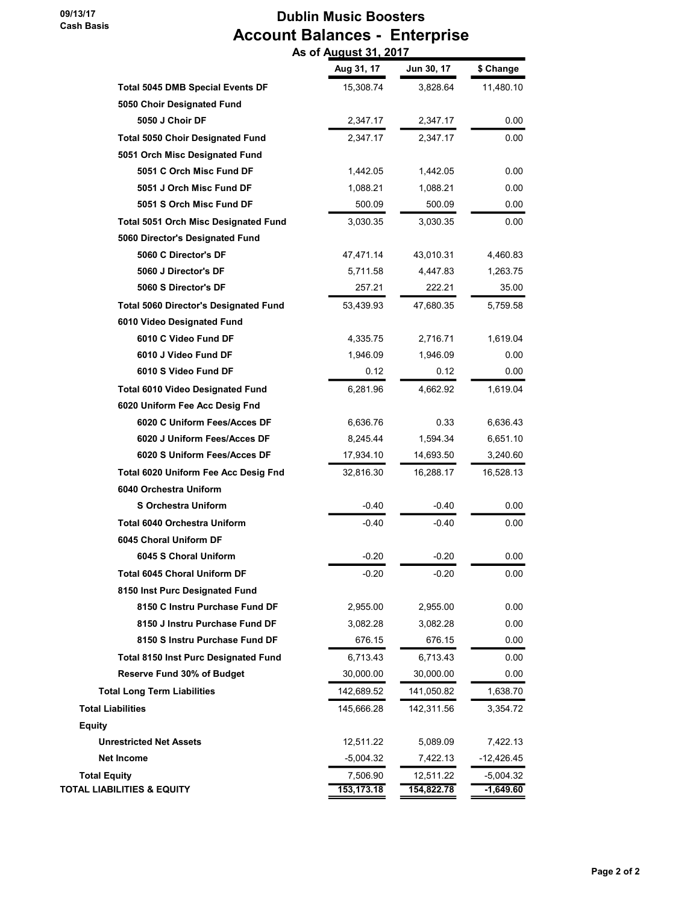09/13/17
Cash Basis

# Dublin Music Boosters
## Account Balances - Enterprise
### As of August 31, 2017

| | Aug 31, 17 | Jun 30, 17 | $ Change |
|---|---|---|---|
| **Total 5045 DMB Special Events DF** | 15,308.74 | 3,828.64 | 11,480.10 |
| **5050 Choir Designated Fund** | | | |
| **5050 J Choir DF** | 2,347.17 | 2,347.17 | 0.00 |
| **Total 5050 Choir Designated Fund** | 2,347.17 | 2,347.17 | 0.00 |
| **5051 Orch Misc Designated Fund** | | | |
| **5051 C Orch Misc Fund DF** | 1,442.05 | 1,442.05 | 0.00 |
| **5051 J Orch Misc Fund DF** | 1,088.21 | 1,088.21 | 0.00 |
| **5051 S Orch Misc Fund DF** | 500.09 | 500.09 | 0.00 |
| **Total 5051 Orch Misc Designated Fund** | 3,030.35 | 3,030.35 | 0.00 |
| **5060 Director's Designated Fund** | | | |
| **5060 C Director's DF** | 47,471.14 | 43,010.31 | 4,460.83 |
| **5060 J Director's DF** | 5,711.58 | 4,447.83 | 1,263.75 |
| **5060 S Director's DF** | 257.21 | 222.21 | 35.00 |
| **Total 5060 Director's Designated Fund** | 53,439.93 | 47,680.35 | 5,759.58 |
| **6010 Video Designated Fund** | | | |
| **6010 C Video Fund DF** | 4,335.75 | 2,716.71 | 1,619.04 |
| **6010 J Video Fund DF** | 1,946.09 | 1,946.09 | 0.00 |
| **6010 S Video Fund DF** | 0.12 | 0.12 | 0.00 |
| **Total 6010 Video Designated Fund** | 6,281.96 | 4,662.92 | 1,619.04 |
| **6020 Uniform Fee Acc Desig Fnd** | | | |
| **6020 C Uniform Fees/Acces DF** | 6,636.76 | 0.33 | 6,636.43 |
| **6020 J Uniform Fees/Acces DF** | 8,245.44 | 1,594.34 | 6,651.10 |
| **6020 S Uniform Fees/Acces DF** | 17,934.10 | 14,693.50 | 3,240.60 |
| **Total 6020 Uniform Fee Acc Desig Fnd** | 32,816.30 | 16,288.17 | 16,528.13 |
| **6040 Orchestra Uniform** | | | |
| **S Orchestra Uniform** | -0.40 | -0.40 | 0.00 |
| **Total 6040 Orchestra Uniform** | -0.40 | -0.40 | 0.00 |
| **6045 Choral Uniform DF** | | | |
| **6045 S Choral Uniform** | -0.20 | -0.20 | 0.00 |
| **Total 6045 Choral Uniform DF** | -0.20 | -0.20 | 0.00 |
| **8150 Inst Purc Designated Fund** | | | |
| **8150 C Instru Purchase Fund DF** | 2,955.00 | 2,955.00 | 0.00 |
| **8150 J Instru Purchase Fund DF** | 3,082.28 | 3,082.28 | 0.00 |
| **8150 S Instru Purchase Fund DF** | 676.15 | 676.15 | 0.00 |
| **Total 8150 Inst Purc Designated Fund** | 6,713.43 | 6,713.43 | 0.00 |
| **Reserve Fund 30% of Budget** | 30,000.00 | 30,000.00 | 0.00 |
| **Total Long Term Liabilities** | 142,689.52 | 141,050.82 | 1,638.70 |
| **Total Liabilities** | 145,666.28 | 142,311.56 | 3,354.72 |
| **Equity** | | | |
| **Unrestricted Net Assets** | 12,511.22 | 5,089.09 | 7,422.13 |
| **Net Income** | -5,004.32 | 7,422.13 | -12,426.45 |
| **Total Equity** | 7,506.90 | 12,511.22 | -5,004.32 |
| **TOTAL LIABILITIES & EQUITY** | **153,173.18** | **154,822.78** | **-1,649.60** |